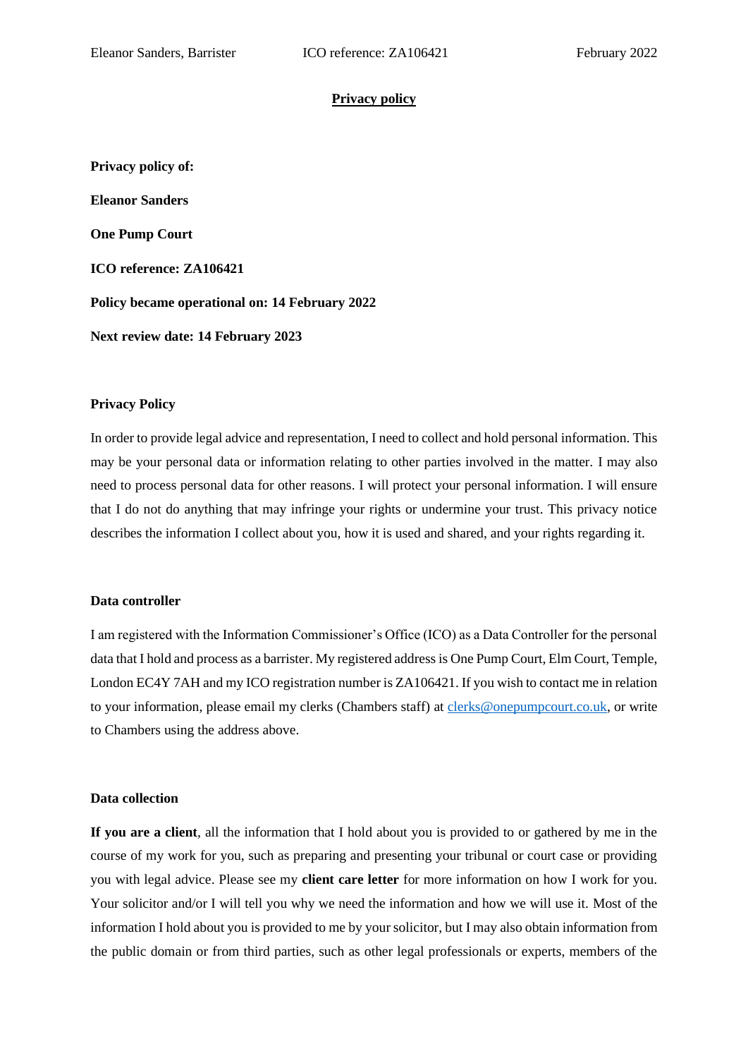# Privacy policy

**Privacy policy of:**

**Eleanor Sanders**

**One Pump Court**

**ICO reference: ZA106421**

**Policy became operational on: 14 February 2022**

**Next review date: 14 February 2023**

## Privacy Policy

In order to provide legal advice and representation, I need to collect and hold personal information. This may be your personal data or information relating to other parties involved in the matter. I may also need to process personal data for other reasons. I will protect your personal information. I will ensure that I do not do anything that may infringe your rights or undermine your trust. This privacy notice describes the information I collect about you, how it is used and shared, and your rights regarding it.

## Data controller

I am registered with the Information Commissioner's Office (ICO) as a Data Controller for the personal data that I hold and process as a barrister. My registered address is One Pump Court, Elm Court, Temple, London EC4Y 7AH and my ICO registration number is ZA106421. If you wish to contact me in relation to your information, please email my clerks (Chambers staff) at [clerks@onepumpcourt.co.uk](mailto:clerks@onepumpcourt.co.uk), or write to Chambers using the address above.

## Data collection

**If you are a client**, all the information that I hold about you is provided to or gathered by me in the course of my work for you, such as preparing and presenting your tribunal or court case or providing you with legal advice. Please see my **client care letter** for more information on how I work for you. Your solicitor and/or I will tell you why we need the information and how we will use it. Most of the information I hold about you is provided to me by your solicitor, but I may also obtain information from the public domain or from third parties, such as other legal professionals or experts, members of the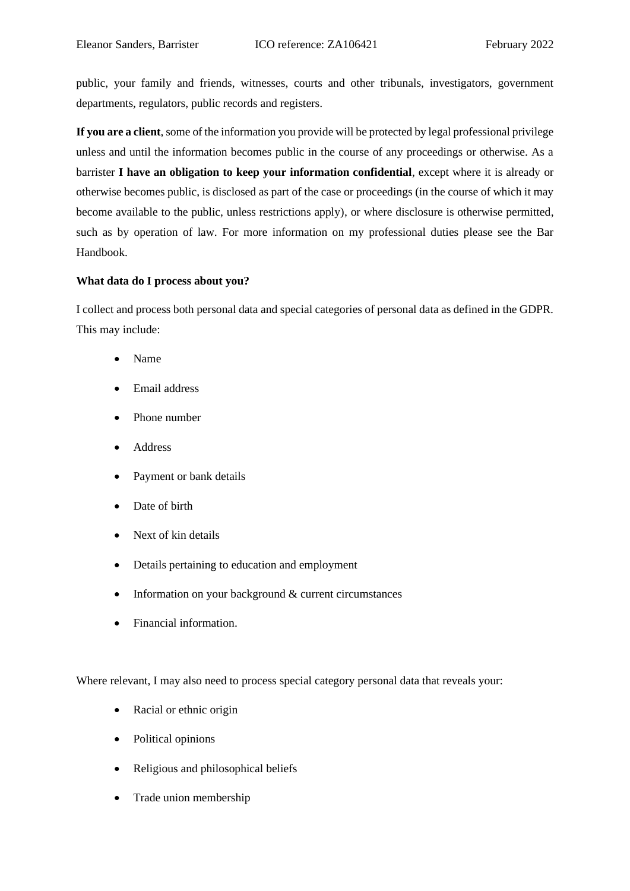public, your family and friends, witnesses, courts and other tribunals, investigators, government departments, regulators, public records and registers.

**If you are a client**, some of the information you provide will be protected by legal professional privilege unless and until the information becomes public in the course of any proceedings or otherwise. As a barrister **I have an obligation to keep your information confidential**, except where it is already or otherwise becomes public, is disclosed as part of the case or proceedings (in the course of which it may become available to the public, unless restrictions apply), or where disclosure is otherwise permitted, such as by operation of law. For more information on my professional duties please see the Bar Handbook.

**What data do I process about you?**

I collect and process both personal data and special categories of personal data as defined in the GDPR. This may include:

- Name
- Email address
- Phone number
- Address
- Payment or bank details
- Date of birth
- Next of kin details
- Details pertaining to education and employment
- Information on your background & current circumstances
- Financial information.

Where relevant, I may also need to process special category personal data that reveals your:

- Racial or ethnic origin
- Political opinions
- Religious and philosophical beliefs
- Trade union membership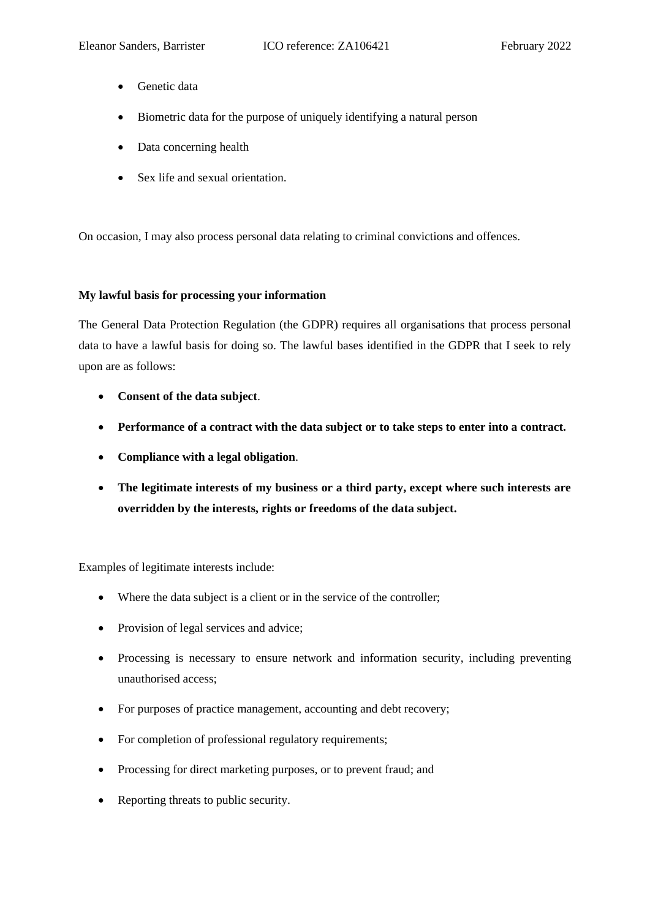- Genetic data
- Biometric data for the purpose of uniquely identifying a natural person
- Data concerning health
- Sex life and sexual orientation.

On occasion, I may also process personal data relating to criminal convictions and offences.

**My lawful basis for processing your information**

The General Data Protection Regulation (the GDPR) requires all organisations that process personal data to have a lawful basis for doing so. The lawful bases identified in the GDPR that I seek to rely upon are as follows:

- **Consent of the data subject**.
- **Performance of a contract with the data subject or to take steps to enter into a contract.**
- **Compliance with a legal obligation**.
- **The legitimate interests of my business or a third party, except where such interests are overridden by the interests, rights or freedoms of the data subject.**

Examples of legitimate interests include:

- Where the data subject is a client or in the service of the controller;
- Provision of legal services and advice;
- Processing is necessary to ensure network and information security, including preventing unauthorised access;
- For purposes of practice management, accounting and debt recovery;
- For completion of professional regulatory requirements;
- Processing for direct marketing purposes, or to prevent fraud; and
- Reporting threats to public security.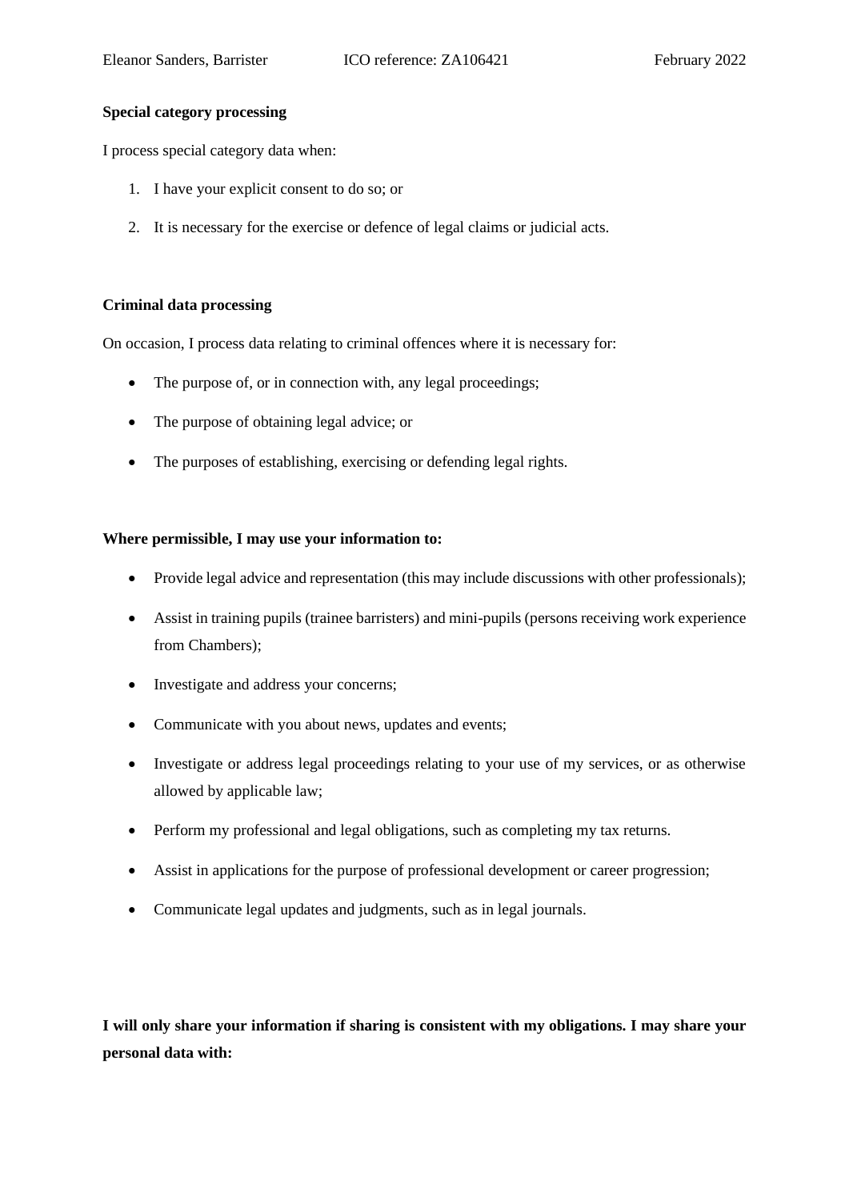**Special category processing**

I process special category data when:

1. I have your explicit consent to do so; or
2. It is necessary for the exercise or defence of legal claims or judicial acts.

**Criminal data processing**

On occasion, I process data relating to criminal offences where it is necessary for:

- The purpose of, or in connection with, any legal proceedings;
- The purpose of obtaining legal advice; or
- The purposes of establishing, exercising or defending legal rights.

**Where permissible, I may use your information to:**

- Provide legal advice and representation (this may include discussions with other professionals);
- Assist in training pupils (trainee barristers) and mini-pupils (persons receiving work experience from Chambers);
- Investigate and address your concerns;
- Communicate with you about news, updates and events;
- Investigate or address legal proceedings relating to your use of my services, or as otherwise allowed by applicable law;
- Perform my professional and legal obligations, such as completing my tax returns.
- Assist in applications for the purpose of professional development or career progression;
- Communicate legal updates and judgments, such as in legal journals.

**I will only share your information if sharing is consistent with my obligations. I may share your personal data with:**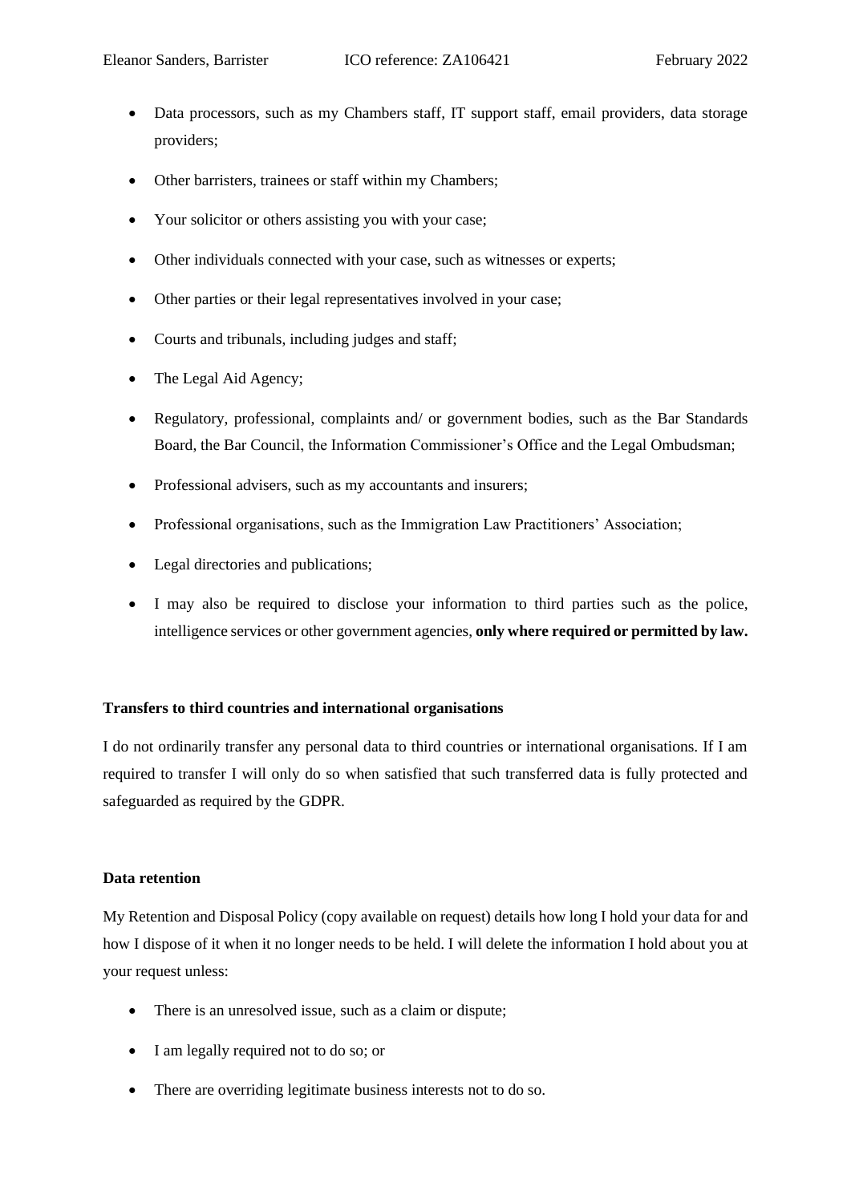- Data processors, such as my Chambers staff, IT support staff, email providers, data storage providers;
- Other barristers, trainees or staff within my Chambers;
- Your solicitor or others assisting you with your case;
- Other individuals connected with your case, such as witnesses or experts;
- Other parties or their legal representatives involved in your case;
- Courts and tribunals, including judges and staff;
- The Legal Aid Agency;
- Regulatory, professional, complaints and/ or government bodies, such as the Bar Standards Board, the Bar Council, the Information Commissioner's Office and the Legal Ombudsman;
- Professional advisers, such as my accountants and insurers;
- Professional organisations, such as the Immigration Law Practitioners' Association;
- Legal directories and publications;
- I may also be required to disclose your information to third parties such as the police, intelligence services or other government agencies, **only where required or permitted by law.**

**Transfers to third countries and international organisations**

I do not ordinarily transfer any personal data to third countries or international organisations. If I am required to transfer I will only do so when satisfied that such transferred data is fully protected and safeguarded as required by the GDPR.

**Data retention**

My Retention and Disposal Policy (copy available on request) details how long I hold your data for and how I dispose of it when it no longer needs to be held. I will delete the information I hold about you at your request unless:

- There is an unresolved issue, such as a claim or dispute;
- I am legally required not to do so; or
- There are overriding legitimate business interests not to do so.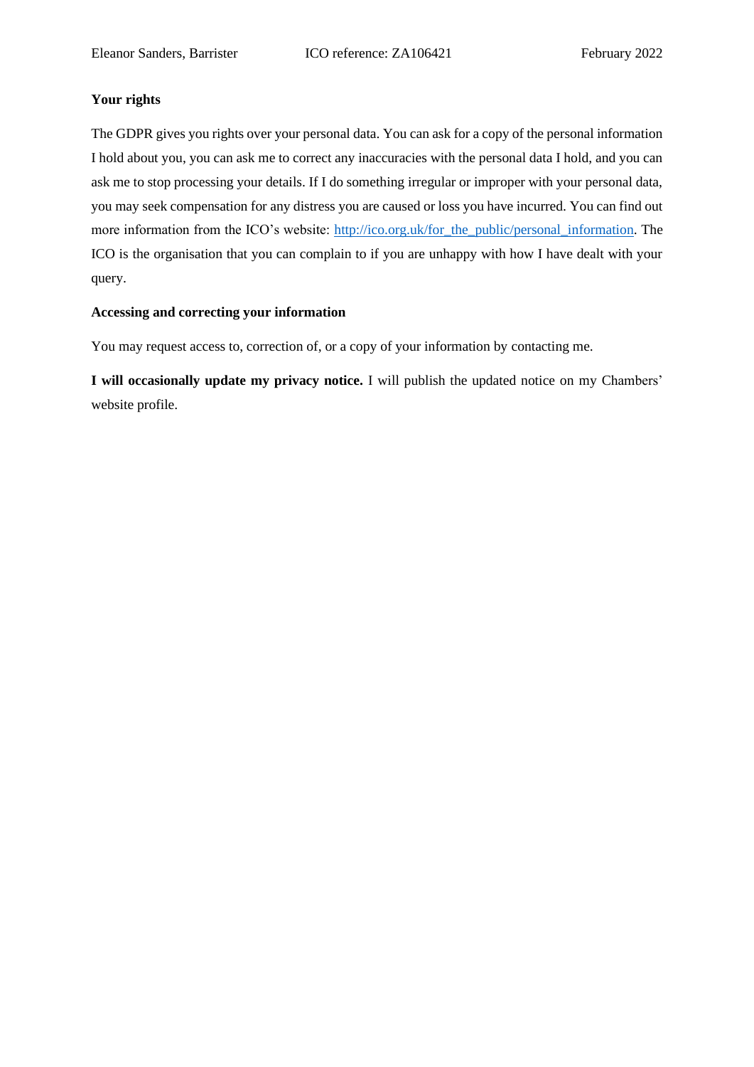**Your rights**

The GDPR gives you rights over your personal data. You can ask for a copy of the personal information I hold about you, you can ask me to correct any inaccuracies with the personal data I hold, and you can ask me to stop processing your details. If I do something irregular or improper with your personal data, you may seek compensation for any distress you are caused or loss you have incurred. You can find out more information from the ICO's website: [http://ico.org.uk/for_the_public/personal_information](http://ico.org.uk/for_the_public/personal_information). The ICO is the organisation that you can complain to if you are unhappy with how I have dealt with your query.

**Accessing and correcting your information**

You may request access to, correction of, or a copy of your information by contacting me.

**I will occasionally update my privacy notice.** I will publish the updated notice on my Chambers' website profile.